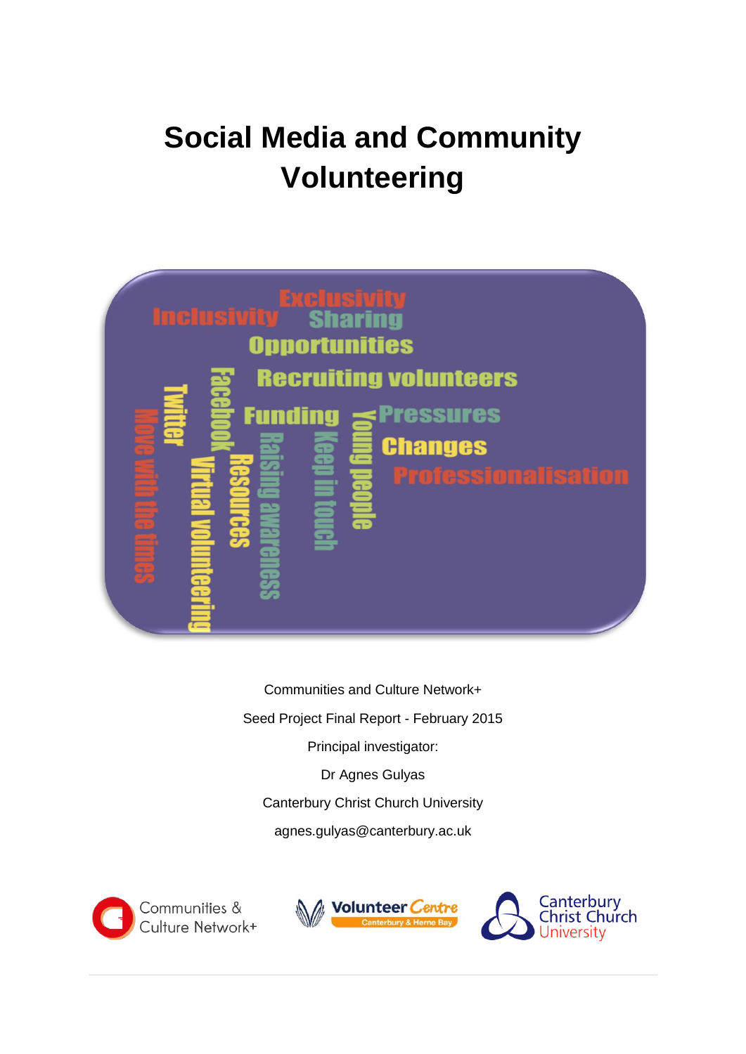# Social Media and Community Volunteering

Communities and Culture Network+

Seed Project Final Report - February 2015

Principal investigator:

Dr Agnes Gulyas

Canterbury Christ Church University

agnes.gulyas@canterbury.ac.uk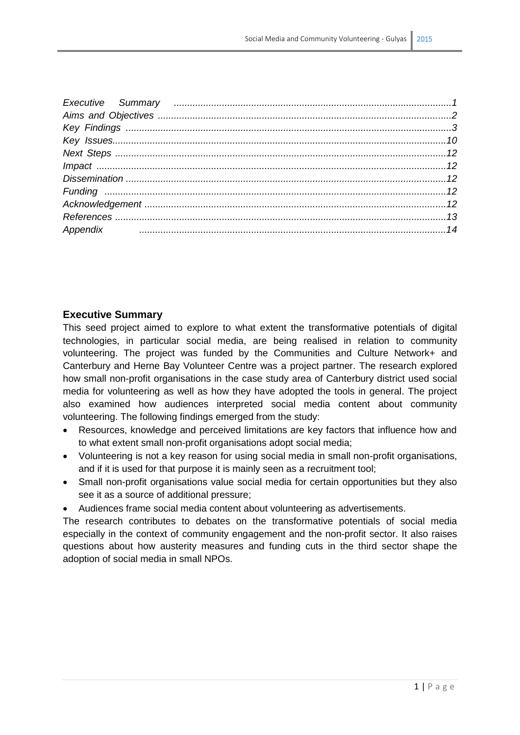*Executive Summary* ........................................................................................................1
*Aims and Objectives* .......................................................................................................2
*Key Findings* .................................................................................................................3
*Key Issues*.....................................................................................................................10
*Next Steps* ....................................................................................................................12
*Impact* ..........................................................................................................................12
*Dissemination* ................................................................................................................12
*Funding* ........................................................................................................................12
*Acknowledgement* .........................................................................................................12
*References* ....................................................................................................................13
*Appendix* ......................................................................................................................14

## Executive Summary

This seed project aimed to explore to what extent the transformative potentials of digital technologies, in particular social media, are being realised in relation to community volunteering. The project was funded by the Communities and Culture Network+ and Canterbury and Herne Bay Volunteer Centre was a project partner. The research explored how small non-profit organisations in the case study area of Canterbury district used social media for volunteering as well as how they have adopted the tools in general. The project also examined how audiences interpreted social media content about community volunteering. The following findings emerged from the study:

- Resources, knowledge and perceived limitations are key factors that influence how and to what extent small non-profit organisations adopt social media;
- Volunteering is not a key reason for using social media in small non-profit organisations, and if it is used for that purpose it is mainly seen as a recruitment tool;
- Small non-profit organisations value social media for certain opportunities but they also see it as a source of additional pressure;
- Audiences frame social media content about volunteering as advertisements.

The research contributes to debates on the transformative potentials of social media especially in the context of community engagement and the non-profit sector. It also raises questions about how austerity measures and funding cuts in the third sector shape the adoption of social media in small NPOs.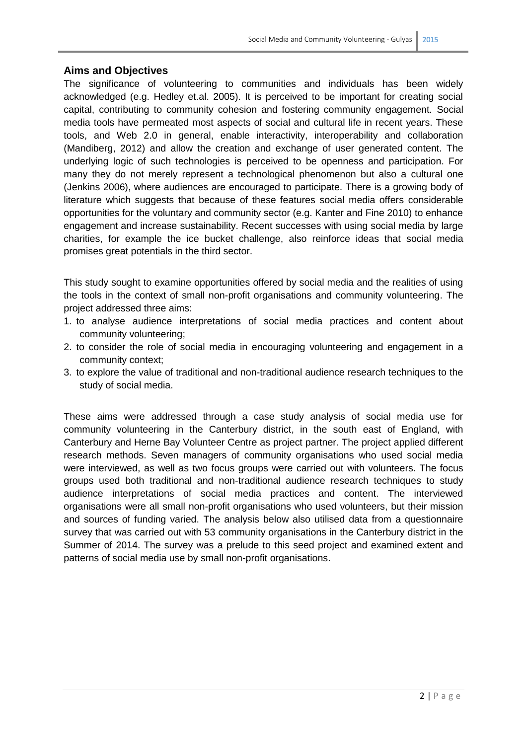## Aims and Objectives

The significance of volunteering to communities and individuals has been widely acknowledged (e.g. Hedley et.al. 2005). It is perceived to be important for creating social capital, contributing to community cohesion and fostering community engagement. Social media tools have permeated most aspects of social and cultural life in recent years. These tools, and Web 2.0 in general, enable interactivity, interoperability and collaboration (Mandiberg, 2012) and allow the creation and exchange of user generated content. The underlying logic of such technologies is perceived to be openness and participation. For many they do not merely represent a technological phenomenon but also a cultural one (Jenkins 2006), where audiences are encouraged to participate. There is a growing body of literature which suggests that because of these features social media offers considerable opportunities for the voluntary and community sector (e.g. Kanter and Fine 2010) to enhance engagement and increase sustainability. Recent successes with using social media by large charities, for example the ice bucket challenge, also reinforce ideas that social media promises great potentials in the third sector.

This study sought to examine opportunities offered by social media and the realities of using the tools in the context of small non-profit organisations and community volunteering. The project addressed three aims:

1. to analyse audience interpretations of social media practices and content about community volunteering;
2. to consider the role of social media in encouraging volunteering and engagement in a community context;
3. to explore the value of traditional and non-traditional audience research techniques to the study of social media.

These aims were addressed through a case study analysis of social media use for community volunteering in the Canterbury district, in the south east of England, with Canterbury and Herne Bay Volunteer Centre as project partner. The project applied different research methods. Seven managers of community organisations who used social media were interviewed, as well as two focus groups were carried out with volunteers. The focus groups used both traditional and non-traditional audience research techniques to study audience interpretations of social media practices and content. The interviewed organisations were all small non-profit organisations who used volunteers, but their mission and sources of funding varied. The analysis below also utilised data from a questionnaire survey that was carried out with 53 community organisations in the Canterbury district in the Summer of 2014. The survey was a prelude to this seed project and examined extent and patterns of social media use by small non-profit organisations.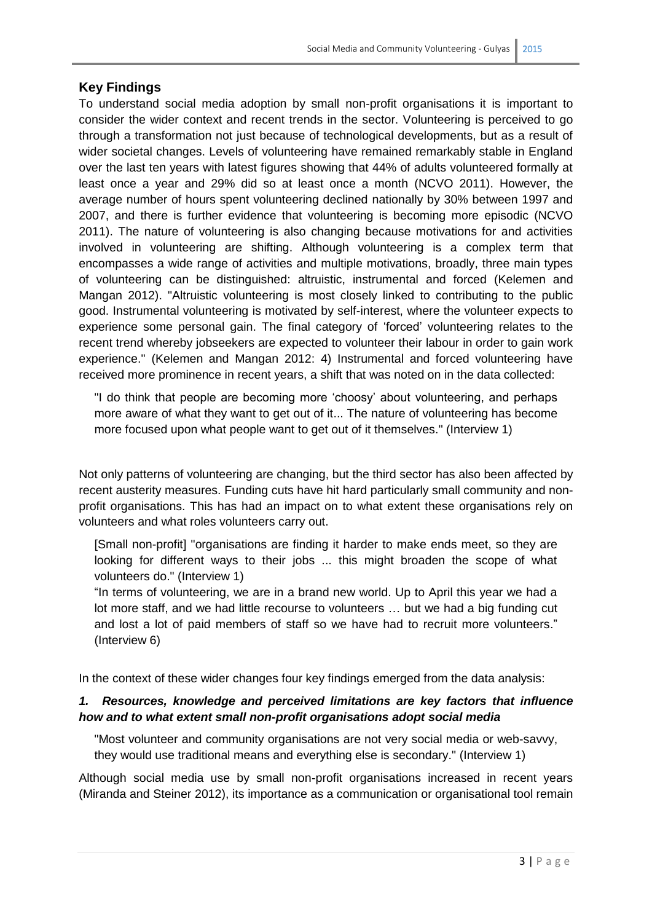## Key Findings

To understand social media adoption by small non-profit organisations it is important to consider the wider context and recent trends in the sector. Volunteering is perceived to go through a transformation not just because of technological developments, but as a result of wider societal changes. Levels of volunteering have remained remarkably stable in England over the last ten years with latest figures showing that 44% of adults volunteered formally at least once a year and 29% did so at least once a month (NCVO 2011). However, the average number of hours spent volunteering declined nationally by 30% between 1997 and 2007, and there is further evidence that volunteering is becoming more episodic (NCVO 2011). The nature of volunteering is also changing because motivations for and activities involved in volunteering are shifting. Although volunteering is a complex term that encompasses a wide range of activities and multiple motivations, broadly, three main types of volunteering can be distinguished: altruistic, instrumental and forced (Kelemen and Mangan 2012). "Altruistic volunteering is most closely linked to contributing to the public good. Instrumental volunteering is motivated by self-interest, where the volunteer expects to experience some personal gain. The final category of 'forced' volunteering relates to the recent trend whereby jobseekers are expected to volunteer their labour in order to gain work experience." (Kelemen and Mangan 2012: 4) Instrumental and forced volunteering have received more prominence in recent years, a shift that was noted on in the data collected:

> "I do think that people are becoming more 'choosy' about volunteering, and perhaps more aware of what they want to get out of it... The nature of volunteering has become more focused upon what people want to get out of it themselves." (Interview 1)

Not only patterns of volunteering are changing, but the third sector has also been affected by recent austerity measures. Funding cuts have hit hard particularly small community and non-profit organisations. This has had an impact on to what extent these organisations rely on volunteers and what roles volunteers carry out.

> [Small non-profit] "organisations are finding it harder to make ends meet, so they are looking for different ways to their jobs ... this might broaden the scope of what volunteers do." (Interview 1)
>
> "In terms of volunteering, we are in a brand new world. Up to April this year we had a lot more staff, and we had little recourse to volunteers … but we had a big funding cut and lost a lot of paid members of staff so we have had to recruit more volunteers." (Interview 6)

In the context of these wider changes four key findings emerged from the data analysis:

### *1. Resources, knowledge and perceived limitations are key factors that influence how and to what extent small non-profit organisations adopt social media*

> "Most volunteer and community organisations are not very social media or web-savvy, they would use traditional means and everything else is secondary." (Interview 1)

Although social media use by small non-profit organisations increased in recent years (Miranda and Steiner 2012), its importance as a communication or organisational tool remain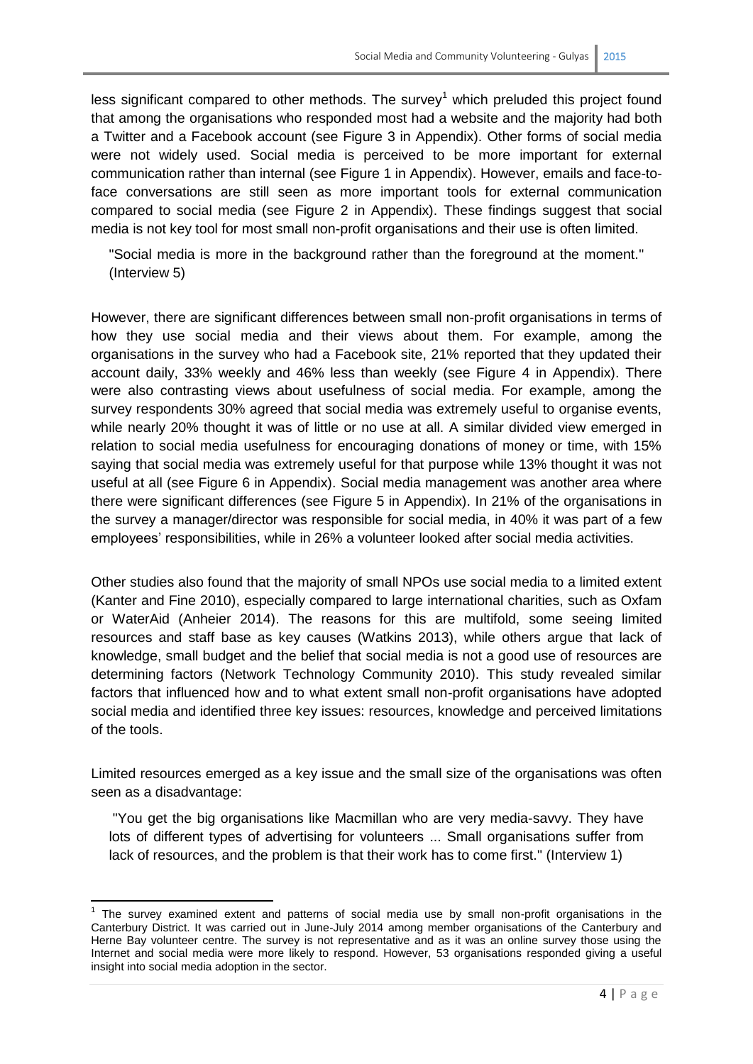less significant compared to other methods. The survey[1] which preluded this project found that among the organisations who responded most had a website and the majority had both a Twitter and a Facebook account (see Figure 3 in Appendix). Other forms of social media were not widely used. Social media is perceived to be more important for external communication rather than internal (see Figure 1 in Appendix). However, emails and face-to-face conversations are still seen as more important tools for external communication compared to social media (see Figure 2 in Appendix). These findings suggest that social media is not key tool for most small non-profit organisations and their use is often limited.

> "Social media is more in the background rather than the foreground at the moment." (Interview 5)

However, there are significant differences between small non-profit organisations in terms of how they use social media and their views about them. For example, among the organisations in the survey who had a Facebook site, 21% reported that they updated their account daily, 33% weekly and 46% less than weekly (see Figure 4 in Appendix). There were also contrasting views about usefulness of social media. For example, among the survey respondents 30% agreed that social media was extremely useful to organise events, while nearly 20% thought it was of little or no use at all. A similar divided view emerged in relation to social media usefulness for encouraging donations of money or time, with 15% saying that social media was extremely useful for that purpose while 13% thought it was not useful at all (see Figure 6 in Appendix). Social media management was another area where there were significant differences (see Figure 5 in Appendix). In 21% of the organisations in the survey a manager/director was responsible for social media, in 40% it was part of a few employees' responsibilities, while in 26% a volunteer looked after social media activities.

Other studies also found that the majority of small NPOs use social media to a limited extent (Kanter and Fine 2010), especially compared to large international charities, such as Oxfam or WaterAid (Anheier 2014). The reasons for this are multifold, some seeing limited resources and staff base as key causes (Watkins 2013), while others argue that lack of knowledge, small budget and the belief that social media is not a good use of resources are determining factors (Network Technology Community 2010). This study revealed similar factors that influenced how and to what extent small non-profit organisations have adopted social media and identified three key issues: resources, knowledge and perceived limitations of the tools.

Limited resources emerged as a key issue and the small size of the organisations was often seen as a disadvantage:

> "You get the big organisations like Macmillan who are very media-savvy. They have lots of different types of advertising for volunteers ... Small organisations suffer from lack of resources, and the problem is that their work has to come first." (Interview 1)

---

[1] The survey examined extent and patterns of social media use by small non-profit organisations in the Canterbury District. It was carried out in June-July 2014 among member organisations of the Canterbury and Herne Bay volunteer centre. The survey is not representative and as it was an online survey those using the Internet and social media were more likely to respond. However, 53 organisations responded giving a useful insight into social media adoption in the sector.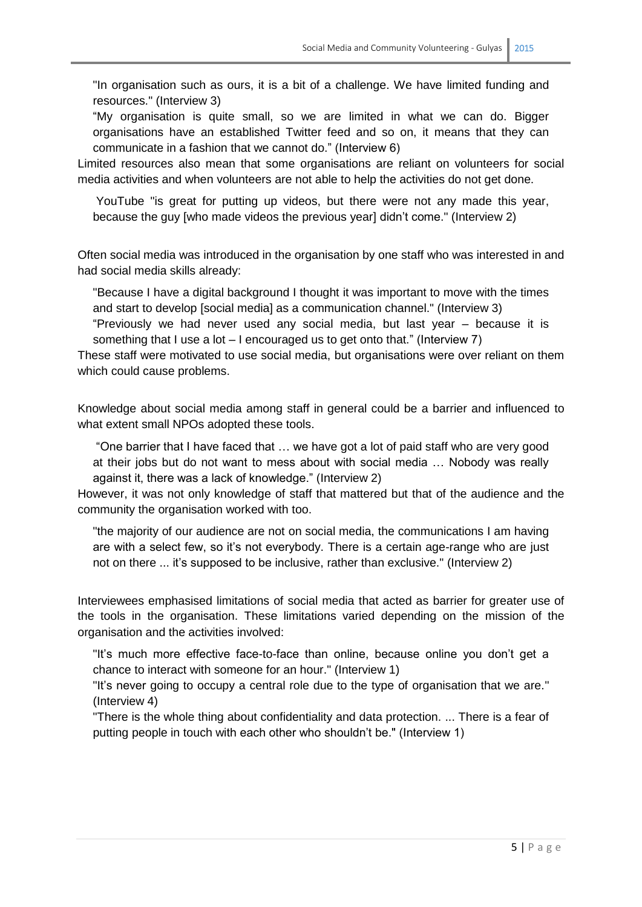"In organisation such as ours, it is a bit of a challenge. We have limited funding and resources." (Interview 3)

"My organisation is quite small, so we are limited in what we can do. Bigger organisations have an established Twitter feed and so on, it means that they can communicate in a fashion that we cannot do." (Interview 6)

Limited resources also mean that some organisations are reliant on volunteers for social media activities and when volunteers are not able to help the activities do not get done.

YouTube "is great for putting up videos, but there were not any made this year, because the guy [who made videos the previous year] didn't come." (Interview 2)

Often social media was introduced in the organisation by one staff who was interested in and had social media skills already:

"Because I have a digital background I thought it was important to move with the times and start to develop [social media] as a communication channel." (Interview 3)

"Previously we had never used any social media, but last year – because it is something that I use a lot – I encouraged us to get onto that." (Interview 7)

These staff were motivated to use social media, but organisations were over reliant on them which could cause problems.

Knowledge about social media among staff in general could be a barrier and influenced to what extent small NPOs adopted these tools.

"One barrier that I have faced that … we have got a lot of paid staff who are very good at their jobs but do not want to mess about with social media … Nobody was really against it, there was a lack of knowledge." (Interview 2)

However, it was not only knowledge of staff that mattered but that of the audience and the community the organisation worked with too.

"the majority of our audience are not on social media, the communications I am having are with a select few, so it's not everybody. There is a certain age-range who are just not on there ... it's supposed to be inclusive, rather than exclusive." (Interview 2)

Interviewees emphasised limitations of social media that acted as barrier for greater use of the tools in the organisation. These limitations varied depending on the mission of the organisation and the activities involved:

"It's much more effective face-to-face than online, because online you don't get a chance to interact with someone for an hour." (Interview 1)

"It's never going to occupy a central role due to the type of organisation that we are." (Interview 4)

"There is the whole thing about confidentiality and data protection. ... There is a fear of putting people in touch with each other who shouldn't be." (Interview 1)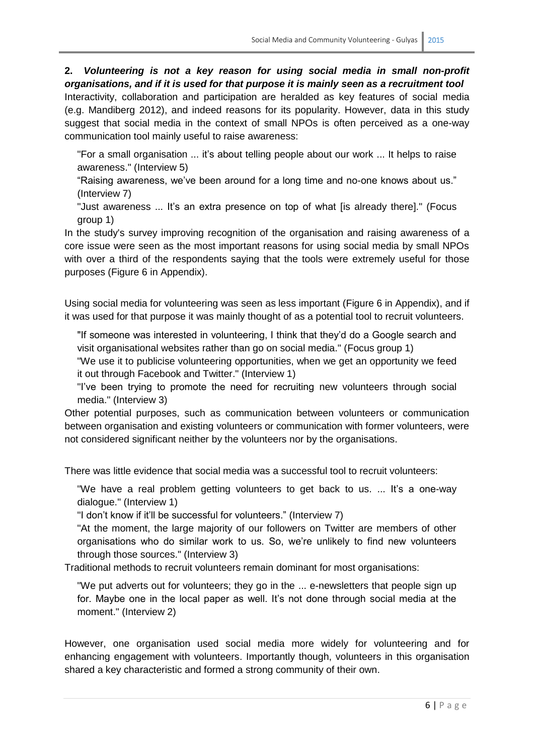**2. *Volunteering is not a key reason for using social media in small non-profit organisations, and if it is used for that purpose it is mainly seen as a recruitment tool***

Interactivity, collaboration and participation are heralded as key features of social media (e.g. Mandiberg 2012), and indeed reasons for its popularity. However, data in this study suggest that social media in the context of small NPOs is often perceived as a one-way communication tool mainly useful to raise awareness:

> "For a small organisation ... it's about telling people about our work ... It helps to raise awareness." (Interview 5)
>
> "Raising awareness, we've been around for a long time and no-one knows about us." (Interview 7)
>
> "Just awareness ... It's an extra presence on top of what [is already there]." (Focus group 1)

In the study's survey improving recognition of the organisation and raising awareness of a core issue were seen as the most important reasons for using social media by small NPOs with over a third of the respondents saying that the tools were extremely useful for those purposes (Figure 6 in Appendix).

Using social media for volunteering was seen as less important (Figure 6 in Appendix), and if it was used for that purpose it was mainly thought of as a potential tool to recruit volunteers.

> "If someone was interested in volunteering, I think that they'd do a Google search and visit organisational websites rather than go on social media." (Focus group 1)
>
> "We use it to publicise volunteering opportunities, when we get an opportunity we feed it out through Facebook and Twitter." (Interview 1)
>
> "I've been trying to promote the need for recruiting new volunteers through social media." (Interview 3)

Other potential purposes, such as communication between volunteers or communication between organisation and existing volunteers or communication with former volunteers, were not considered significant neither by the volunteers nor by the organisations.

There was little evidence that social media was a successful tool to recruit volunteers:

> "We have a real problem getting volunteers to get back to us. ... It's a one-way dialogue." (Interview 1)
>
> "I don't know if it'll be successful for volunteers." (Interview 7)
>
> "At the moment, the large majority of our followers on Twitter are members of other organisations who do similar work to us. So, we're unlikely to find new volunteers through those sources." (Interview 3)

Traditional methods to recruit volunteers remain dominant for most organisations:

> "We put adverts out for volunteers; they go in the ... e-newsletters that people sign up for. Maybe one in the local paper as well. It's not done through social media at the moment." (Interview 2)

However, one organisation used social media more widely for volunteering and for enhancing engagement with volunteers. Importantly though, volunteers in this organisation shared a key characteristic and formed a strong community of their own.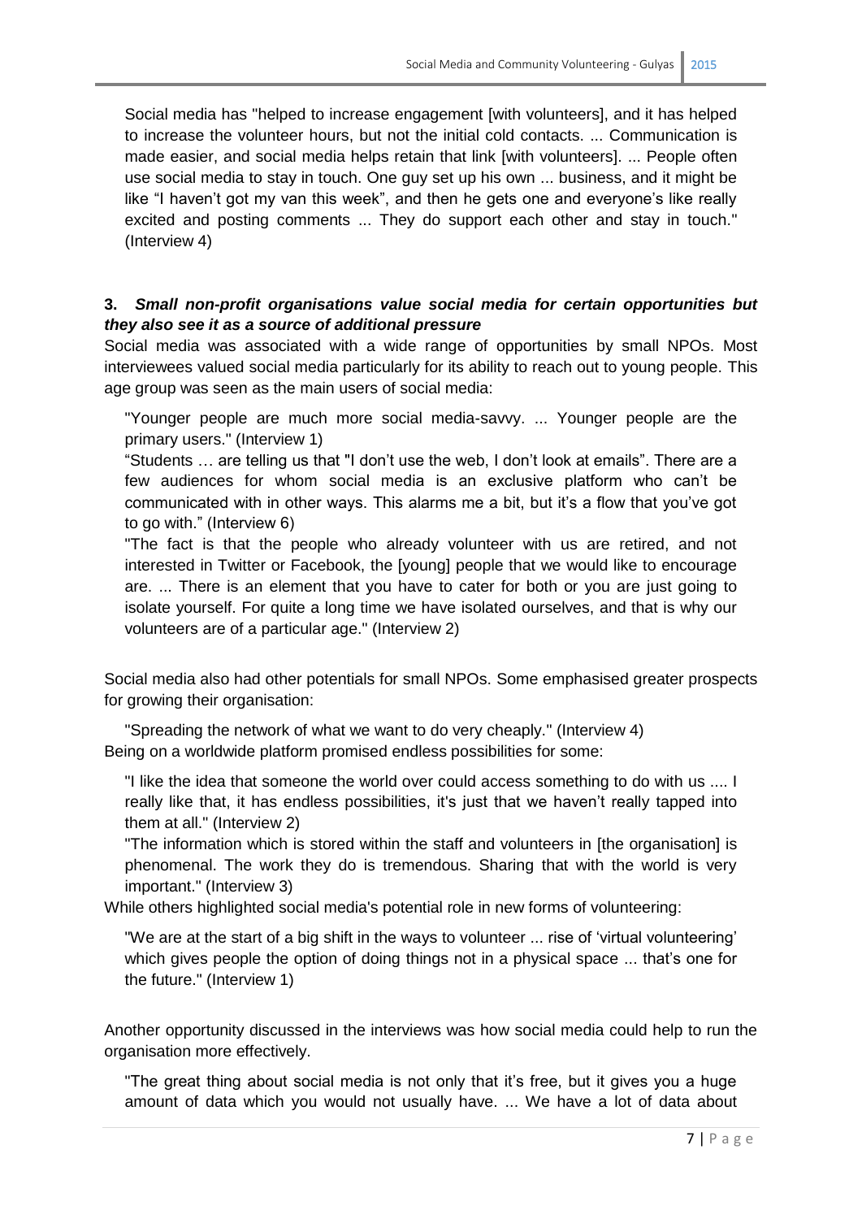Social media has "helped to increase engagement [with volunteers], and it has helped to increase the volunteer hours, but not the initial cold contacts. ... Communication is made easier, and social media helps retain that link [with volunteers]. ... People often use social media to stay in touch. One guy set up his own ... business, and it might be like "I haven't got my van this week", and then he gets one and everyone's like really excited and posting comments ... They do support each other and stay in touch." (Interview 4)

**3. *Small non-profit organisations value social media for certain opportunities but they also see it as a source of additional pressure***

Social media was associated with a wide range of opportunities by small NPOs. Most interviewees valued social media particularly for its ability to reach out to young people. This age group was seen as the main users of social media:

> "Younger people are much more social media-savvy. ... Younger people are the primary users." (Interview 1)
>
> "Students … are telling us that "I don't use the web, I don't look at emails". There are a few audiences for whom social media is an exclusive platform who can't be communicated with in other ways. This alarms me a bit, but it's a flow that you've got to go with." (Interview 6)
>
> "The fact is that the people who already volunteer with us are retired, and not interested in Twitter or Facebook, the [young] people that we would like to encourage are. ... There is an element that you have to cater for both or you are just going to isolate yourself. For quite a long time we have isolated ourselves, and that is why our volunteers are of a particular age." (Interview 2)

Social media also had other potentials for small NPOs. Some emphasised greater prospects for growing their organisation:

> "Spreading the network of what we want to do very cheaply." (Interview 4)

Being on a worldwide platform promised endless possibilities for some:

> "I like the idea that someone the world over could access something to do with us .... I really like that, it has endless possibilities, it's just that we haven't really tapped into them at all." (Interview 2)
>
> "The information which is stored within the staff and volunteers in [the organisation] is phenomenal. The work they do is tremendous. Sharing that with the world is very important." (Interview 3)

While others highlighted social media's potential role in new forms of volunteering:

> "We are at the start of a big shift in the ways to volunteer ... rise of 'virtual volunteering' which gives people the option of doing things not in a physical space ... that's one for the future." (Interview 1)

Another opportunity discussed in the interviews was how social media could help to run the organisation more effectively.

> "The great thing about social media is not only that it's free, but it gives you a huge amount of data which you would not usually have. ... We have a lot of data about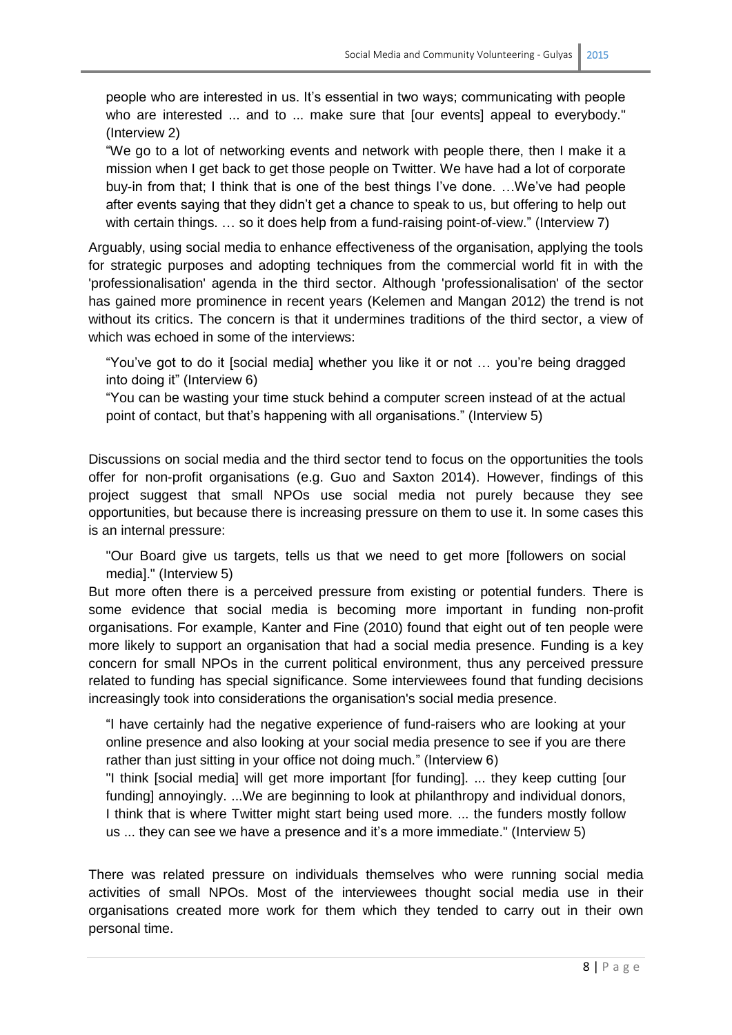people who are interested in us. It's essential in two ways; communicating with people who are interested ... and to ... make sure that [our events] appeal to everybody." (Interview 2)

> "We go to a lot of networking events and network with people there, then I make it a mission when I get back to get those people on Twitter. We have had a lot of corporate buy-in from that; I think that is one of the best things I've done. …We've had people after events saying that they didn't get a chance to speak to us, but offering to help out with certain things. … so it does help from a fund-raising point-of-view." (Interview 7)

Arguably, using social media to enhance effectiveness of the organisation, applying the tools for strategic purposes and adopting techniques from the commercial world fit in with the 'professionalisation' agenda in the third sector. Although 'professionalisation' of the sector has gained more prominence in recent years (Kelemen and Mangan 2012) the trend is not without its critics. The concern is that it undermines traditions of the third sector, a view of which was echoed in some of the interviews:

> "You've got to do it [social media] whether you like it or not … you're being dragged into doing it" (Interview 6)
>
> "You can be wasting your time stuck behind a computer screen instead of at the actual point of contact, but that's happening with all organisations." (Interview 5)

Discussions on social media and the third sector tend to focus on the opportunities the tools offer for non-profit organisations (e.g. Guo and Saxton 2014). However, findings of this project suggest that small NPOs use social media not purely because they see opportunities, but because there is increasing pressure on them to use it. In some cases this is an internal pressure:

> "Our Board give us targets, tells us that we need to get more [followers on social media]." (Interview 5)

But more often there is a perceived pressure from existing or potential funders. There is some evidence that social media is becoming more important in funding non-profit organisations. For example, Kanter and Fine (2010) found that eight out of ten people were more likely to support an organisation that had a social media presence. Funding is a key concern for small NPOs in the current political environment, thus any perceived pressure related to funding has special significance. Some interviewees found that funding decisions increasingly took into considerations the organisation's social media presence.

> "I have certainly had the negative experience of fund-raisers who are looking at your online presence and also looking at your social media presence to see if you are there rather than just sitting in your office not doing much." (Interview 6)
>
> "I think [social media] will get more important [for funding]. ... they keep cutting [our funding] annoyingly. ...We are beginning to look at philanthropy and individual donors, I think that is where Twitter might start being used more. ... the funders mostly follow us ... they can see we have a presence and it's a more immediate." (Interview 5)

There was related pressure on individuals themselves who were running social media activities of small NPOs. Most of the interviewees thought social media use in their organisations created more work for them which they tended to carry out in their own personal time.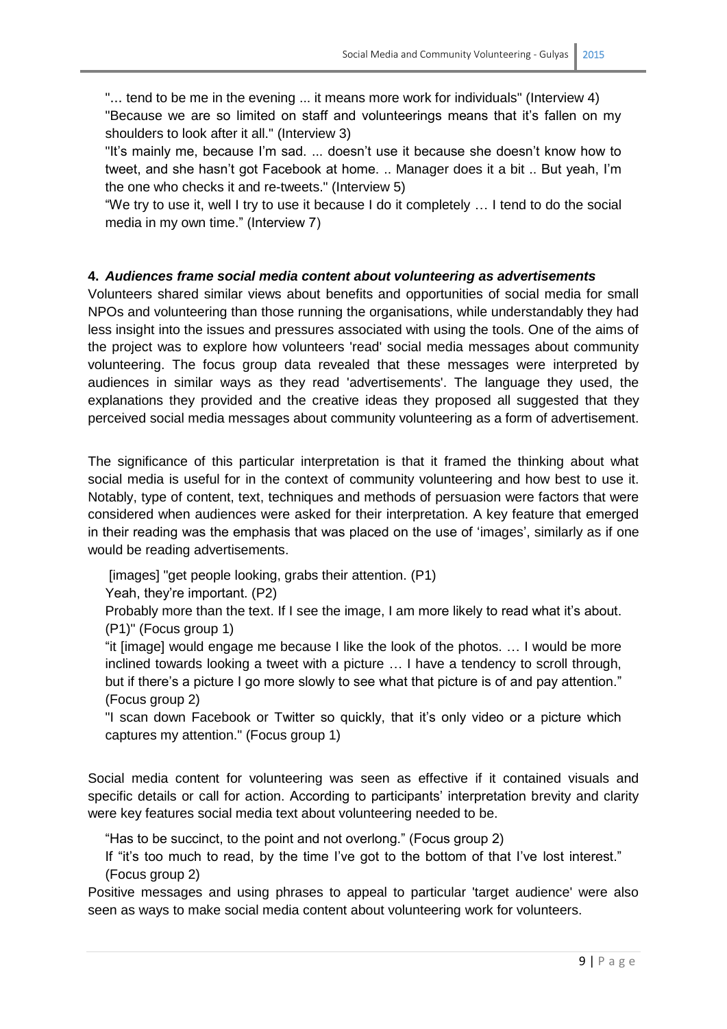"... tend to be me in the evening ... it means more work for individuals" (Interview 4)

"Because we are so limited on staff and volunteerings means that it's fallen on my shoulders to look after it all." (Interview 3)

"It's mainly me, because I'm sad. ... doesn't use it because she doesn't know how to tweet, and she hasn't got Facebook at home. .. Manager does it a bit .. But yeah, I'm the one who checks it and re-tweets." (Interview 5)

"We try to use it, well I try to use it because I do it completely … I tend to do the social media in my own time." (Interview 7)

**4. *Audiences frame social media content about volunteering as advertisements***

Volunteers shared similar views about benefits and opportunities of social media for small NPOs and volunteering than those running the organisations, while understandably they had less insight into the issues and pressures associated with using the tools. One of the aims of the project was to explore how volunteers 'read' social media messages about community volunteering. The focus group data revealed that these messages were interpreted by audiences in similar ways as they read 'advertisements'. The language they used, the explanations they provided and the creative ideas they proposed all suggested that they perceived social media messages about community volunteering as a form of advertisement.

The significance of this particular interpretation is that it framed the thinking about what social media is useful for in the context of community volunteering and how best to use it. Notably, type of content, text, techniques and methods of persuasion were factors that were considered when audiences were asked for their interpretation. A key feature that emerged in their reading was the emphasis that was placed on the use of 'images', similarly as if one would be reading advertisements.

[images] "get people looking, grabs their attention. (P1)

Yeah, they're important. (P2)

Probably more than the text. If I see the image, I am more likely to read what it's about. (P1)" (Focus group 1)

"it [image] would engage me because I like the look of the photos. … I would be more inclined towards looking a tweet with a picture … I have a tendency to scroll through, but if there's a picture I go more slowly to see what that picture is of and pay attention." (Focus group 2)

"I scan down Facebook or Twitter so quickly, that it's only video or a picture which captures my attention." (Focus group 1)

Social media content for volunteering was seen as effective if it contained visuals and specific details or call for action. According to participants' interpretation brevity and clarity were key features social media text about volunteering needed to be.

"Has to be succinct, to the point and not overlong." (Focus group 2)

If "it's too much to read, by the time I've got to the bottom of that I've lost interest." (Focus group 2)

Positive messages and using phrases to appeal to particular 'target audience' were also seen as ways to make social media content about volunteering work for volunteers.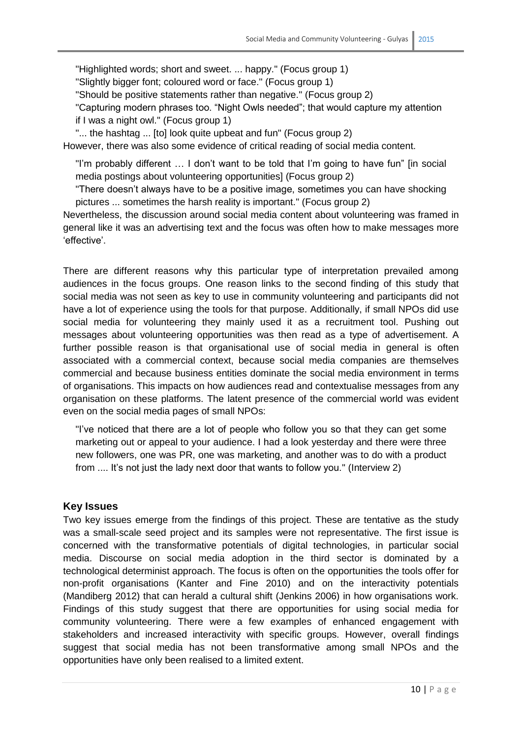"Highlighted words; short and sweet. ... happy." (Focus group 1)

"Slightly bigger font; coloured word or face." (Focus group 1)

"Should be positive statements rather than negative." (Focus group 2)

"Capturing modern phrases too. "Night Owls needed"; that would capture my attention if I was a night owl." (Focus group 1)

"... the hashtag ... [to] look quite upbeat and fun" (Focus group 2)

However, there was also some evidence of critical reading of social media content.

"I'm probably different … I don't want to be told that I'm going to have fun" [in social media postings about volunteering opportunities] (Focus group 2)

"There doesn't always have to be a positive image, sometimes you can have shocking pictures ... sometimes the harsh reality is important." (Focus group 2)

Nevertheless, the discussion around social media content about volunteering was framed in general like it was an advertising text and the focus was often how to make messages more 'effective'.

There are different reasons why this particular type of interpretation prevailed among audiences in the focus groups. One reason links to the second finding of this study that social media was not seen as key to use in community volunteering and participants did not have a lot of experience using the tools for that purpose. Additionally, if small NPOs did use social media for volunteering they mainly used it as a recruitment tool. Pushing out messages about volunteering opportunities was then read as a type of advertisement. A further possible reason is that organisational use of social media in general is often associated with a commercial context, because social media companies are themselves commercial and because business entities dominate the social media environment in terms of organisations. This impacts on how audiences read and contextualise messages from any organisation on these platforms. The latent presence of the commercial world was evident even on the social media pages of small NPOs:

"I've noticed that there are a lot of people who follow you so that they can get some marketing out or appeal to your audience. I had a look yesterday and there were three new followers, one was PR, one was marketing, and another was to do with a product from .... It's not just the lady next door that wants to follow you." (Interview 2)

### Key Issues

Two key issues emerge from the findings of this project. These are tentative as the study was a small-scale seed project and its samples were not representative. The first issue is concerned with the transformative potentials of digital technologies, in particular social media. Discourse on social media adoption in the third sector is dominated by a technological determinist approach. The focus is often on the opportunities the tools offer for non-profit organisations (Kanter and Fine 2010) and on the interactivity potentials (Mandiberg 2012) that can herald a cultural shift (Jenkins 2006) in how organisations work. Findings of this study suggest that there are opportunities for using social media for community volunteering. There were a few examples of enhanced engagement with stakeholders and increased interactivity with specific groups. However, overall findings suggest that social media has not been transformative among small NPOs and the opportunities have only been realised to a limited extent.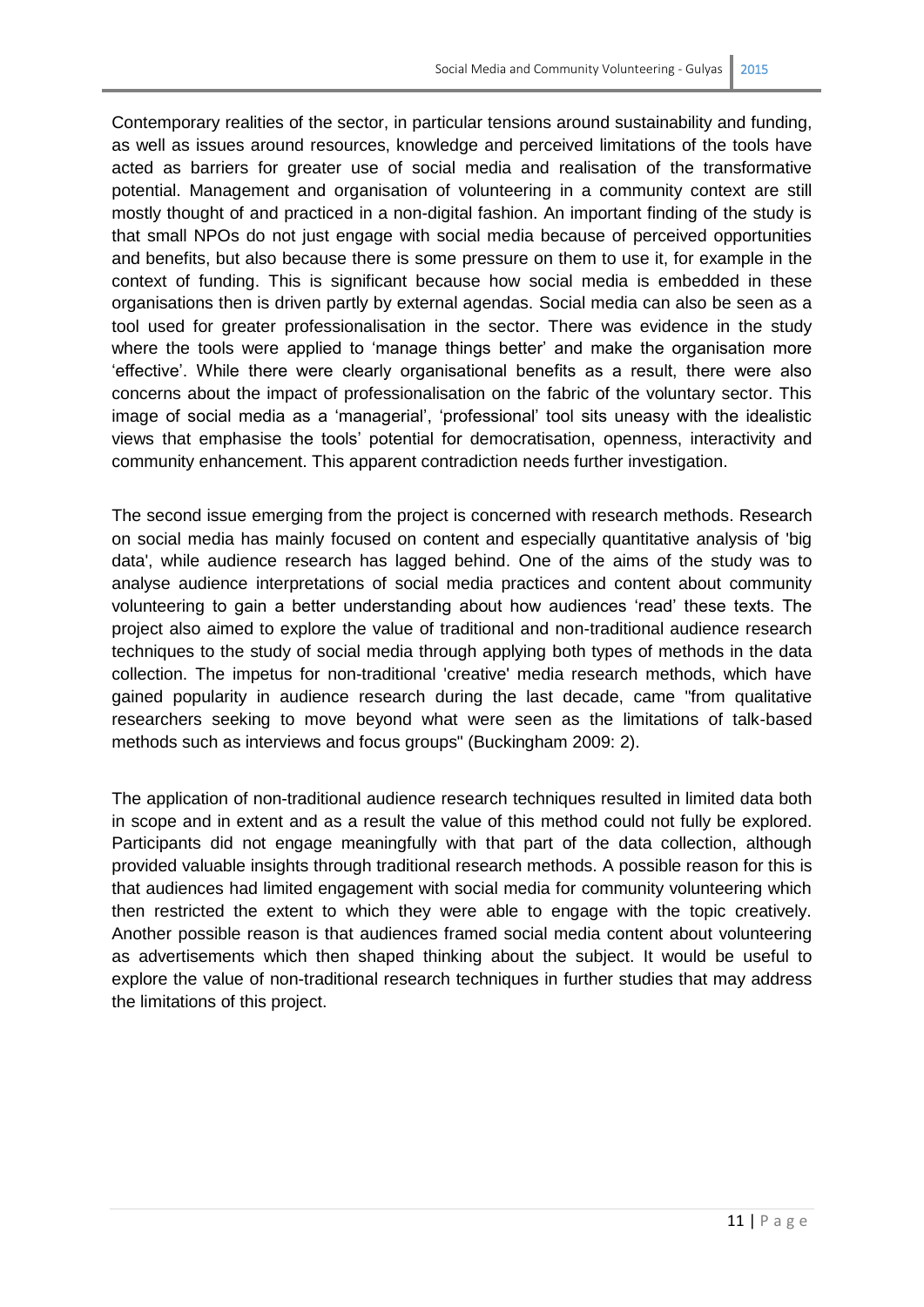Contemporary realities of the sector, in particular tensions around sustainability and funding, as well as issues around resources, knowledge and perceived limitations of the tools have acted as barriers for greater use of social media and realisation of the transformative potential. Management and organisation of volunteering in a community context are still mostly thought of and practiced in a non-digital fashion. An important finding of the study is that small NPOs do not just engage with social media because of perceived opportunities and benefits, but also because there is some pressure on them to use it, for example in the context of funding. This is significant because how social media is embedded in these organisations then is driven partly by external agendas. Social media can also be seen as a tool used for greater professionalisation in the sector. There was evidence in the study where the tools were applied to 'manage things better' and make the organisation more 'effective'. While there were clearly organisational benefits as a result, there were also concerns about the impact of professionalisation on the fabric of the voluntary sector. This image of social media as a 'managerial', 'professional' tool sits uneasy with the idealistic views that emphasise the tools' potential for democratisation, openness, interactivity and community enhancement. This apparent contradiction needs further investigation.

The second issue emerging from the project is concerned with research methods. Research on social media has mainly focused on content and especially quantitative analysis of 'big data', while audience research has lagged behind. One of the aims of the study was to analyse audience interpretations of social media practices and content about community volunteering to gain a better understanding about how audiences 'read' these texts. The project also aimed to explore the value of traditional and non-traditional audience research techniques to the study of social media through applying both types of methods in the data collection. The impetus for non-traditional 'creative' media research methods, which have gained popularity in audience research during the last decade, came "from qualitative researchers seeking to move beyond what were seen as the limitations of talk-based methods such as interviews and focus groups" (Buckingham 2009: 2).

The application of non-traditional audience research techniques resulted in limited data both in scope and in extent and as a result the value of this method could not fully be explored. Participants did not engage meaningfully with that part of the data collection, although provided valuable insights through traditional research methods. A possible reason for this is that audiences had limited engagement with social media for community volunteering which then restricted the extent to which they were able to engage with the topic creatively. Another possible reason is that audiences framed social media content about volunteering as advertisements which then shaped thinking about the subject. It would be useful to explore the value of non-traditional research techniques in further studies that may address the limitations of this project.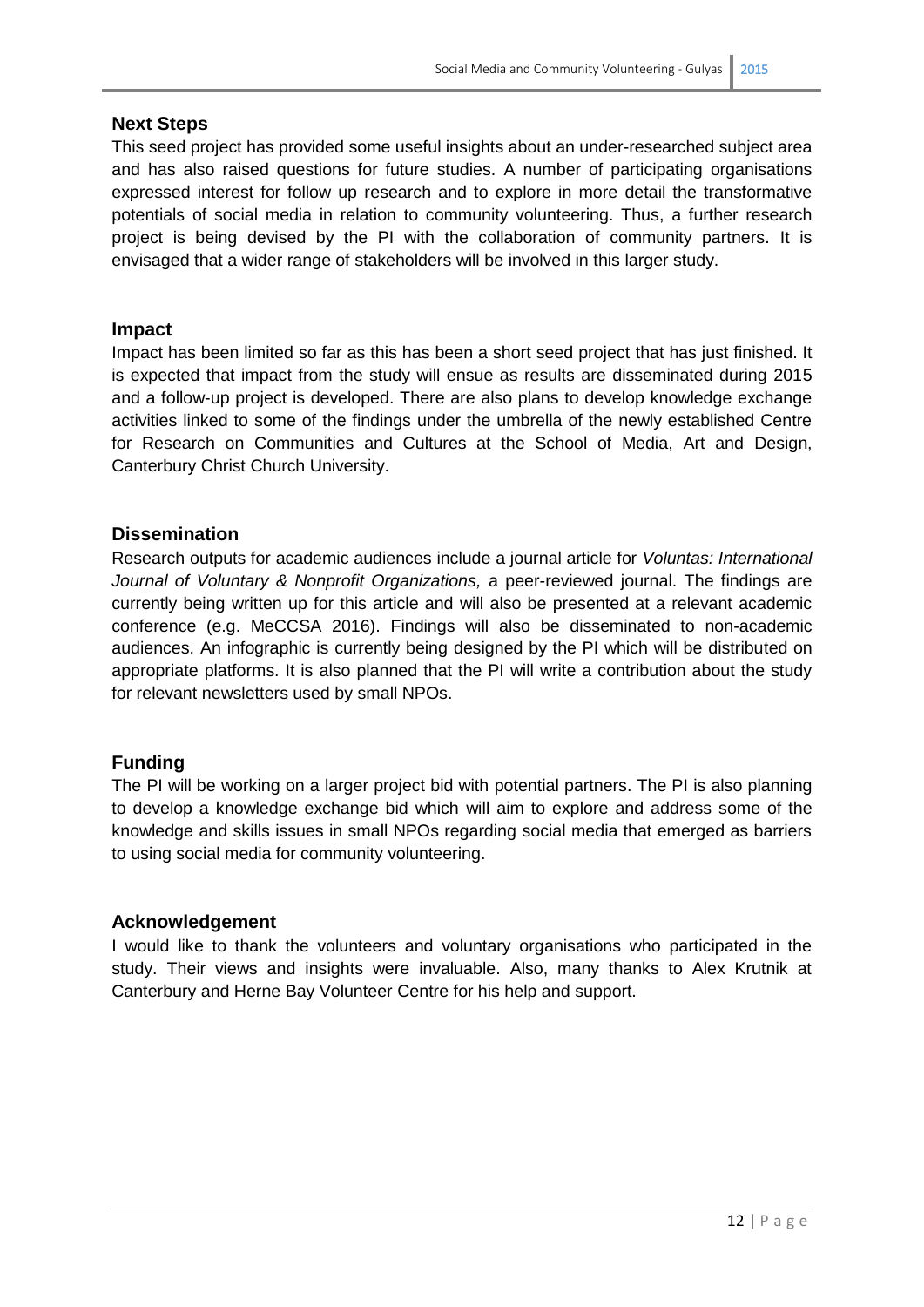## Next Steps

This seed project has provided some useful insights about an under-researched subject area and has also raised questions for future studies. A number of participating organisations expressed interest for follow up research and to explore in more detail the transformative potentials of social media in relation to community volunteering. Thus, a further research project is being devised by the PI with the collaboration of community partners. It is envisaged that a wider range of stakeholders will be involved in this larger study.

## Impact

Impact has been limited so far as this has been a short seed project that has just finished. It is expected that impact from the study will ensue as results are disseminated during 2015 and a follow-up project is developed. There are also plans to develop knowledge exchange activities linked to some of the findings under the umbrella of the newly established Centre for Research on Communities and Cultures at the School of Media, Art and Design, Canterbury Christ Church University.

## Dissemination

Research outputs for academic audiences include a journal article for *Voluntas: International Journal of Voluntary & Nonprofit Organizations,* a peer-reviewed journal. The findings are currently being written up for this article and will also be presented at a relevant academic conference (e.g. MeCCSA 2016). Findings will also be disseminated to non-academic audiences. An infographic is currently being designed by the PI which will be distributed on appropriate platforms. It is also planned that the PI will write a contribution about the study for relevant newsletters used by small NPOs.

## Funding

The PI will be working on a larger project bid with potential partners. The PI is also planning to develop a knowledge exchange bid which will aim to explore and address some of the knowledge and skills issues in small NPOs regarding social media that emerged as barriers to using social media for community volunteering.

## Acknowledgement

I would like to thank the volunteers and voluntary organisations who participated in the study. Their views and insights were invaluable. Also, many thanks to Alex Krutnik at Canterbury and Herne Bay Volunteer Centre for his help and support.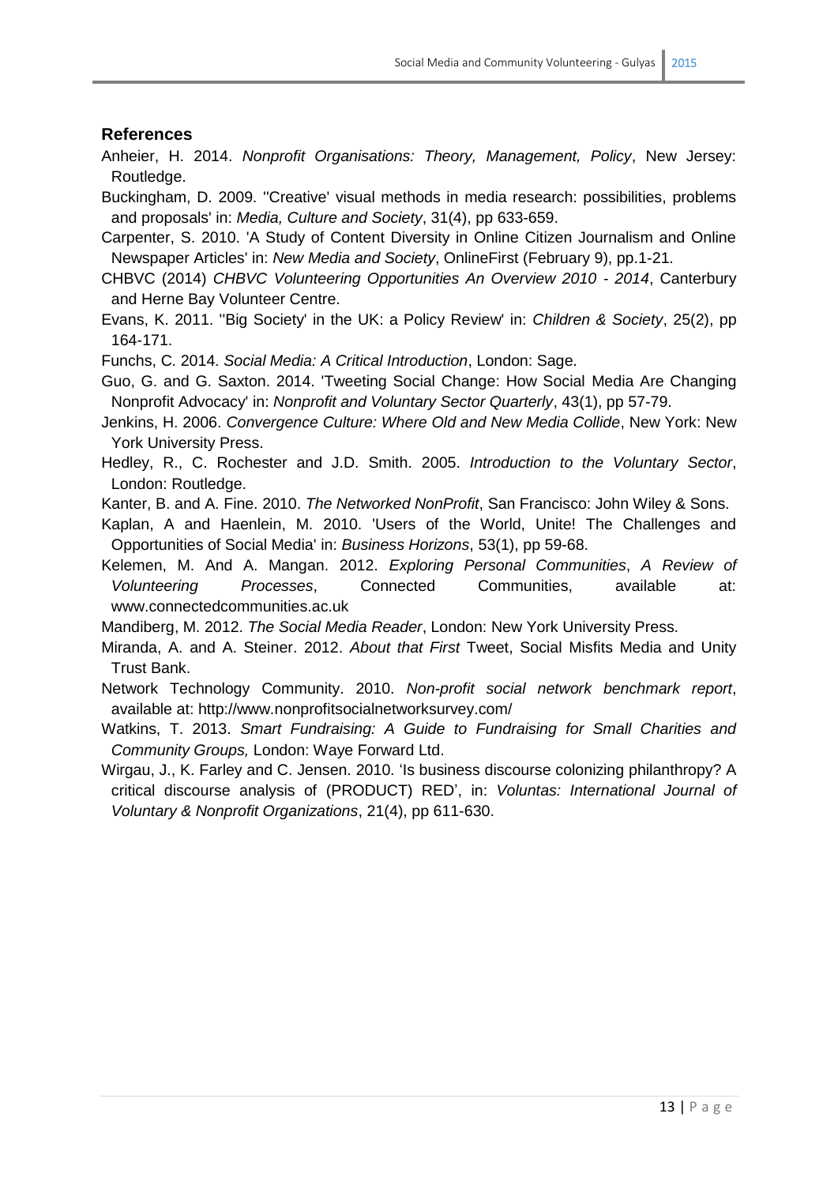## References

Anheier, H. 2014. *Nonprofit Organisations: Theory, Management, Policy*, New Jersey: Routledge.

Buckingham, D. 2009. ''Creative' visual methods in media research: possibilities, problems and proposals' in: *Media, Culture and Society*, 31(4), pp 633-659.

Carpenter, S. 2010. 'A Study of Content Diversity in Online Citizen Journalism and Online Newspaper Articles' in: *New Media and Society*, OnlineFirst (February 9), pp.1-21.

CHBVC (2014) *CHBVC Volunteering Opportunities An Overview 2010 - 2014*, Canterbury and Herne Bay Volunteer Centre.

Evans, K. 2011. ''Big Society' in the UK: a Policy Review' in: *Children & Society*, 25(2), pp 164-171.

Funchs, C. 2014. *Social Media: A Critical Introduction*, London: Sage.

Guo, G. and G. Saxton. 2014. 'Tweeting Social Change: How Social Media Are Changing Nonprofit Advocacy' in: *Nonprofit and Voluntary Sector Quarterly*, 43(1), pp 57-79.

Jenkins, H. 2006. *Convergence Culture: Where Old and New Media Collide*, New York: New York University Press.

Hedley, R., C. Rochester and J.D. Smith. 2005. *Introduction to the Voluntary Sector*, London: Routledge.

Kanter, B. and A. Fine. 2010. *The Networked NonProfit*, San Francisco: John Wiley & Sons.

Kaplan, A and Haenlein, M. 2010. 'Users of the World, Unite! The Challenges and Opportunities of Social Media' in: *Business Horizons*, 53(1), pp 59-68.

Kelemen, M. And A. Mangan. 2012. *Exploring Personal Communities*, *A Review of Volunteering Processes*, Connected Communities, available at: www.connectedcommunities.ac.uk

Mandiberg, M. 2012. *The Social Media Reader*, London: New York University Press.

Miranda, A. and A. Steiner. 2012. *About that First* Tweet, Social Misfits Media and Unity Trust Bank.

Network Technology Community. 2010. *Non-profit social network benchmark report*, available at: http://www.nonprofitsocialnetworksurvey.com/

Watkins, T. 2013. *Smart Fundraising: A Guide to Fundraising for Small Charities and Community Groups,* London: Waye Forward Ltd.

Wirgau, J., K. Farley and C. Jensen. 2010. 'Is business discourse colonizing philanthropy? A critical discourse analysis of (PRODUCT) RED', in: *Voluntas: International Journal of Voluntary & Nonprofit Organizations*, 21(4), pp 611-630.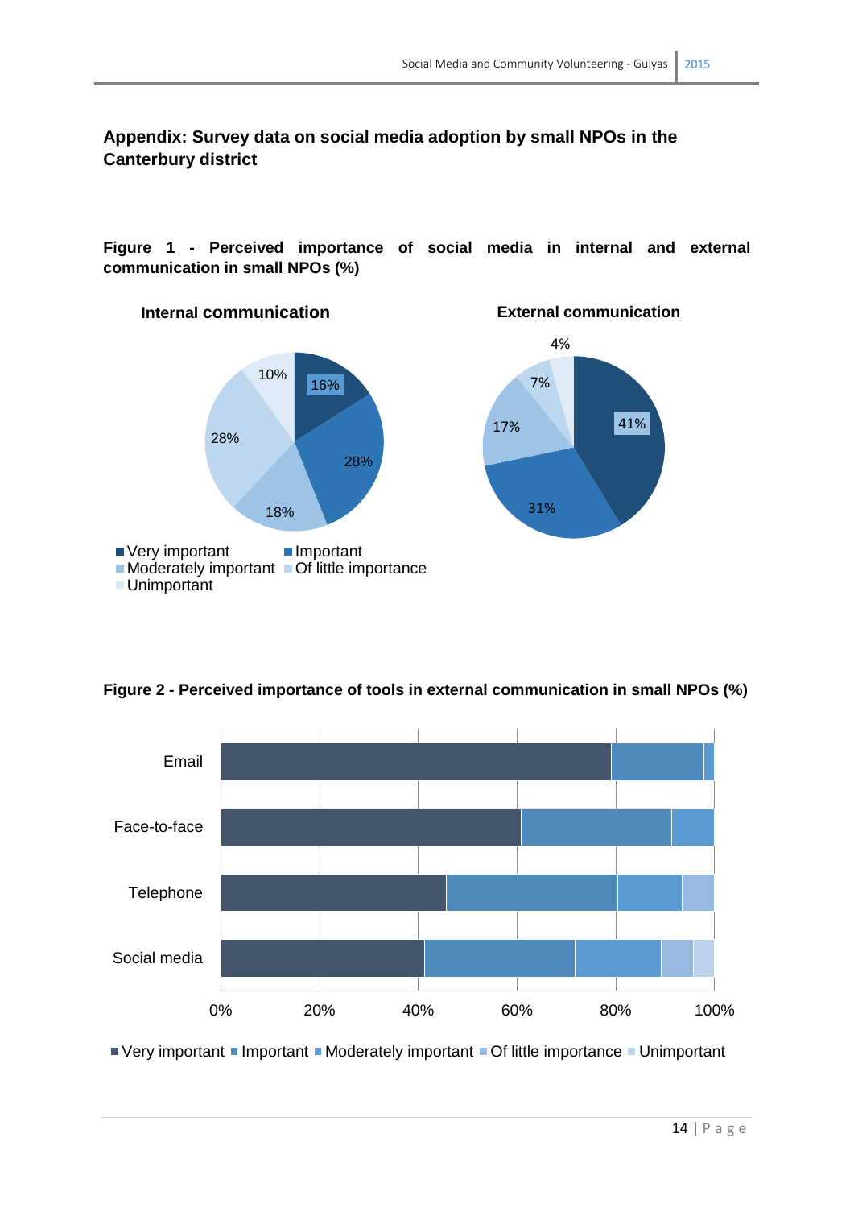## Appendix: Survey data on social media adoption by small NPOs in the Canterbury district

**Figure 1 - Perceived importance of social media in internal and external communication in small NPOs (%)**

**Internal communication**

| Category | % |
|---|---|
| Very important | 16% |
| Important | 28% |
| Moderately important | 18% |
| Of little importance | 28% |
| Unimportant | 10% |

**External communication**

| Category | % |
|---|---|
| Very important | 41% |
| Important | 31% |
| Moderately important | 17% |
| Of little importance | 7% |
| Unimportant | 4% |

**Figure 2 - Perceived importance of tools in external communication in small NPOs (%)**

Tools shown: Email, Face-to-face, Telephone, Social media (0%–100%)

Legend: Very important, Important, Moderately important, Of little importance, Unimportant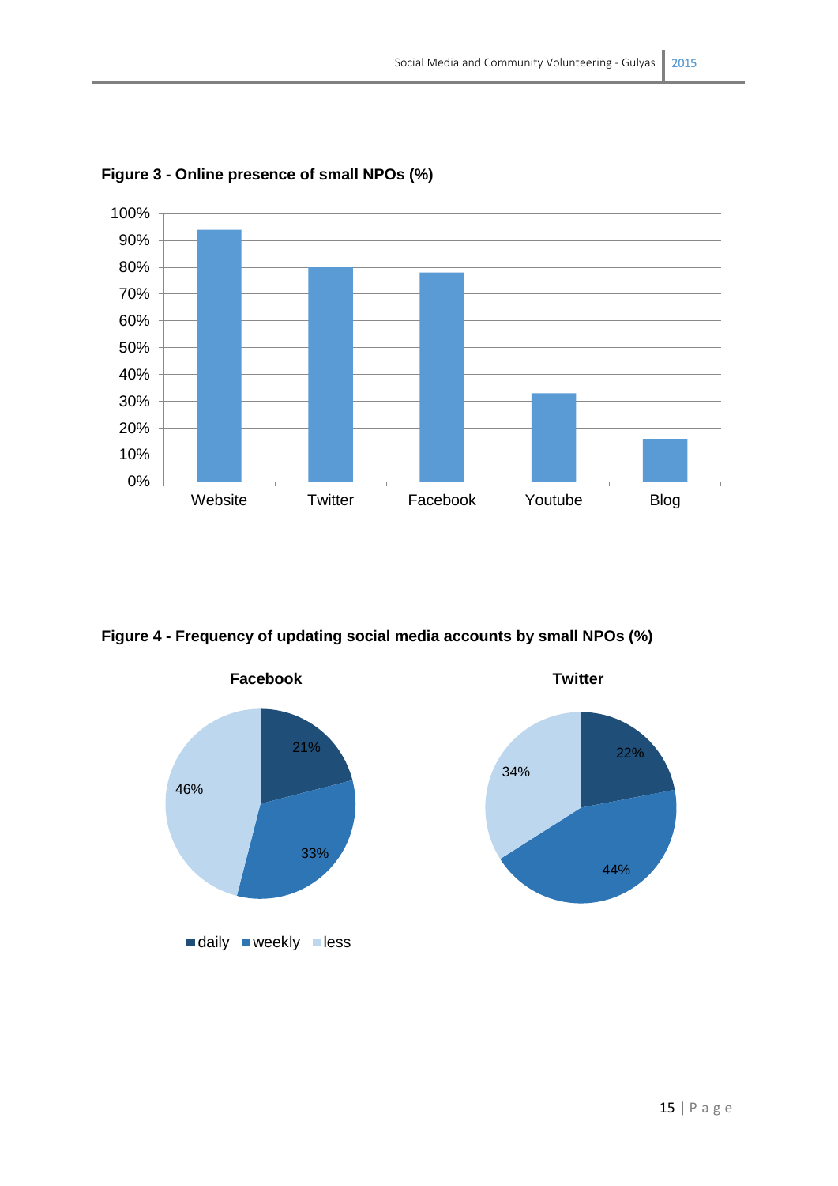**Figure 3 - Online presence of small NPOs (%)**

**Figure 4 - Frequency of updating social media accounts by small NPOs (%)**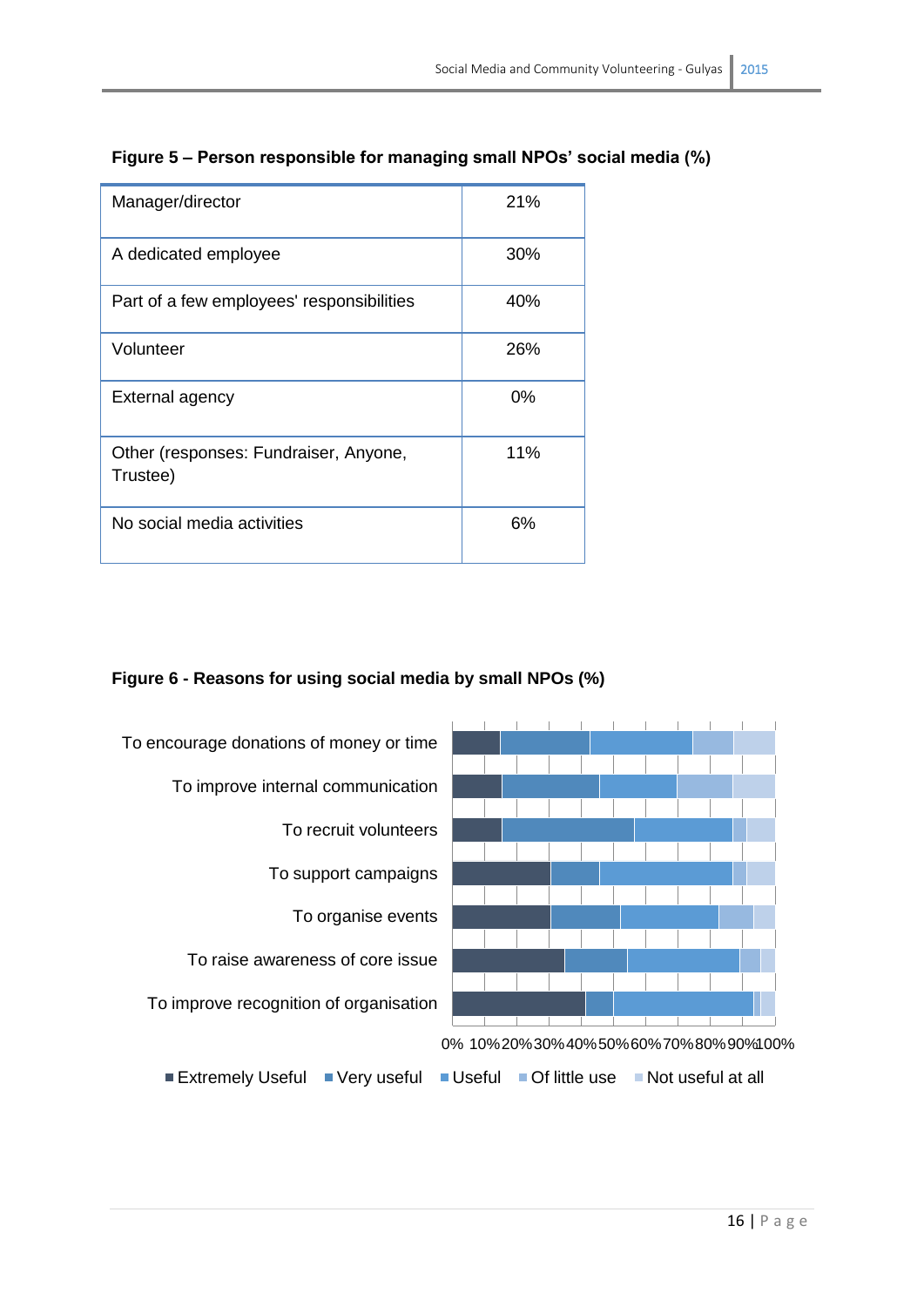**Figure 5 – Person responsible for managing small NPOs' social media (%)**

| | |
|---|---|
| Manager/director | 21% |
| A dedicated employee | 30% |
| Part of a few employees' responsibilities | 40% |
| Volunteer | 26% |
| External agency | 0% |
| Other (responses: Fundraiser, Anyone, Trustee) | 11% |
| No social media activities | 6% |

**Figure 6 - Reasons for using social media by small NPOs (%)**

To encourage donations of money or time
To improve internal communication
To recruit volunteers
To support campaigns
To organise events
To raise awareness of core issue
To improve recognition of organisation

0% 10% 20% 30% 40% 50% 60% 70% 80% 90% 100%

Extremely Useful, Very useful, Useful, Of little use, Not useful at all